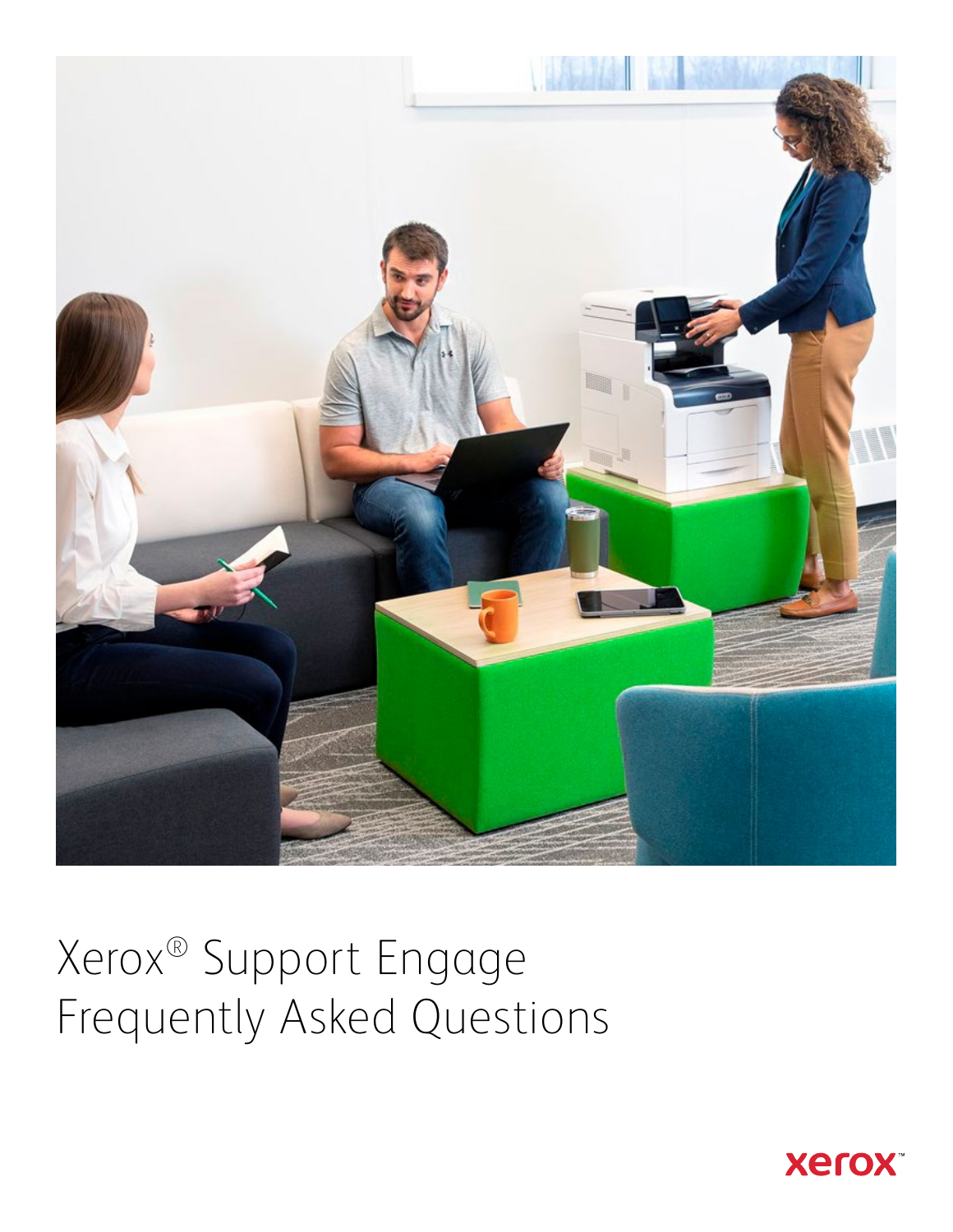# Xerox® Support Engage Frequently Asked Questions

xerox™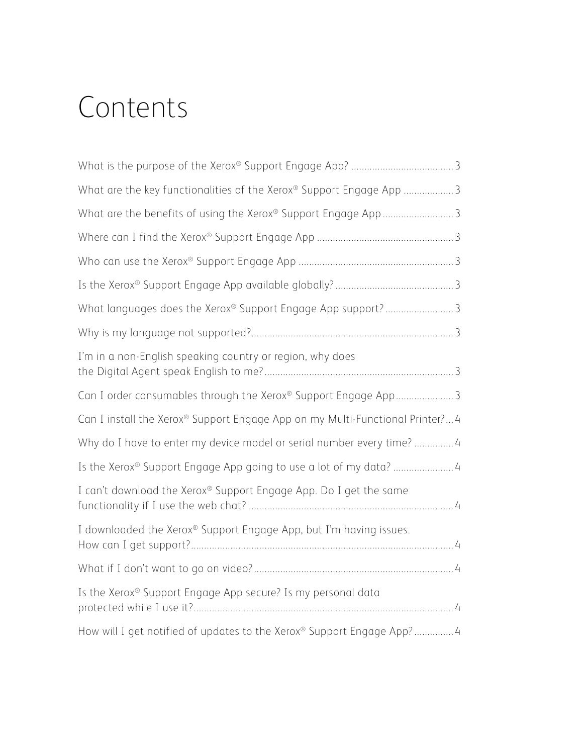# Contents

What is the purpose of the Xerox® Support Engage App? ....................................... 3

What are the key functionalities of the Xerox® Support Engage App ................... 3

What are the benefits of using the Xerox® Support Engage App........................... 3

Where can I find the Xerox® Support Engage App .................................................... 3

Who can use the Xerox® Support Engage App ........................................................... 3

Is the Xerox® Support Engage App available globally? ............................................. 3

What languages does the Xerox® Support Engage App support? .......................... 3

Why is my language not supported?............................................................................. 3

I'm in a non-English speaking country or region, why does the Digital Agent speak English to me?......................................................................... 3

Can I order consumables through the Xerox® Support Engage App...................... 3

Can I install the Xerox® Support Engage App on my Multi-Functional Printer?... 4

Why do I have to enter my device model or serial number every time? ............... 4

Is the Xerox® Support Engage App going to use a lot of my data? ....................... 4

I can't download the Xerox® Support Engage App. Do I get the same functionality if I use the web chat? .............................................................................. 4

I downloaded the Xerox® Support Engage App, but I'm having issues. How can I get support?.................................................................................................... 4

What if I don't want to go on video?............................................................................. 4

Is the Xerox® Support Engage App secure? Is my personal data protected while I use it?.................................................................................................... 4

How will I get notified of updates to the Xerox® Support Engage App?............... 4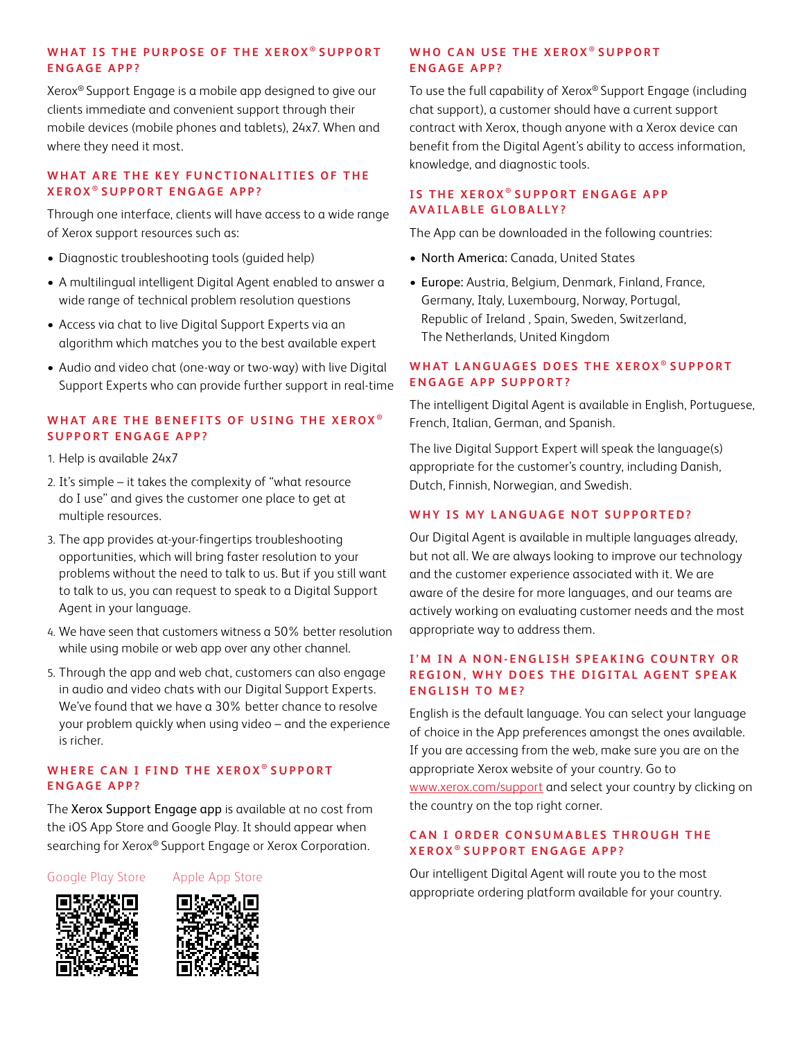## WHAT IS THE PURPOSE OF THE XEROX® SUPPORT ENGAGE APP?

Xerox® Support Engage is a mobile app designed to give our clients immediate and convenient support through their mobile devices (mobile phones and tablets), 24x7. When and where they need it most.

## WHAT ARE THE KEY FUNCTIONALITIES OF THE XEROX® SUPPORT ENGAGE APP?

Through one interface, clients will have access to a wide range of Xerox support resources such as:

- Diagnostic troubleshooting tools (guided help)
- A multilingual intelligent Digital Agent enabled to answer a wide range of technical problem resolution questions
- Access via chat to live Digital Support Experts via an algorithm which matches you to the best available expert
- Audio and video chat (one-way or two-way) with live Digital Support Experts who can provide further support in real-time

## WHAT ARE THE BENEFITS OF USING THE XEROX® SUPPORT ENGAGE APP?

1. Help is available 24x7
2. It's simple – it takes the complexity of "what resource do I use" and gives the customer one place to get at multiple resources.
3. The app provides at-your-fingertips troubleshooting opportunities, which will bring faster resolution to your problems without the need to talk to us. But if you still want to talk to us, you can request to speak to a Digital Support Agent in your language.
4. We have seen that customers witness a 50% better resolution while using mobile or web app over any other channel.
5. Through the app and web chat, customers can also engage in audio and video chats with our Digital Support Experts. We've found that we have a 30% better chance to resolve your problem quickly when using video – and the experience is richer.

## WHERE CAN I FIND THE XEROX® SUPPORT ENGAGE APP?

The Xerox Support Engage app is available at no cost from the iOS App Store and Google Play. It should appear when searching for Xerox® Support Engage or Xerox Corporation.

Google Play Store    Apple App Store

## WHO CAN USE THE XEROX® SUPPORT ENGAGE APP?

To use the full capability of Xerox® Support Engage (including chat support), a customer should have a current support contract with Xerox, though anyone with a Xerox device can benefit from the Digital Agent's ability to access information, knowledge, and diagnostic tools.

## IS THE XEROX® SUPPORT ENGAGE APP AVAILABLE GLOBALLY?

The App can be downloaded in the following countries:

- North America: Canada, United States
- Europe: Austria, Belgium, Denmark, Finland, France, Germany, Italy, Luxembourg, Norway, Portugal, Republic of Ireland , Spain, Sweden, Switzerland, The Netherlands, United Kingdom

## WHAT LANGUAGES DOES THE XEROX® SUPPORT ENGAGE APP SUPPORT?

The intelligent Digital Agent is available in English, Portuguese, French, Italian, German, and Spanish.

The live Digital Support Expert will speak the language(s) appropriate for the customer's country, including Danish, Dutch, Finnish, Norwegian, and Swedish.

## WHY IS MY LANGUAGE NOT SUPPORTED?

Our Digital Agent is available in multiple languages already, but not all. We are always looking to improve our technology and the customer experience associated with it. We are aware of the desire for more languages, and our teams are actively working on evaluating customer needs and the most appropriate way to address them.

## I'M IN A NON-ENGLISH SPEAKING COUNTRY OR REGION, WHY DOES THE DIGITAL AGENT SPEAK ENGLISH TO ME?

English is the default language. You can select your language of choice in the App preferences amongst the ones available. If you are accessing from the web, make sure you are on the appropriate Xerox website of your country. Go to www.xerox.com/support and select your country by clicking on the country on the top right corner.

## CAN I ORDER CONSUMABLES THROUGH THE XEROX® SUPPORT ENGAGE APP?

Our intelligent Digital Agent will route you to the most appropriate ordering platform available for your country.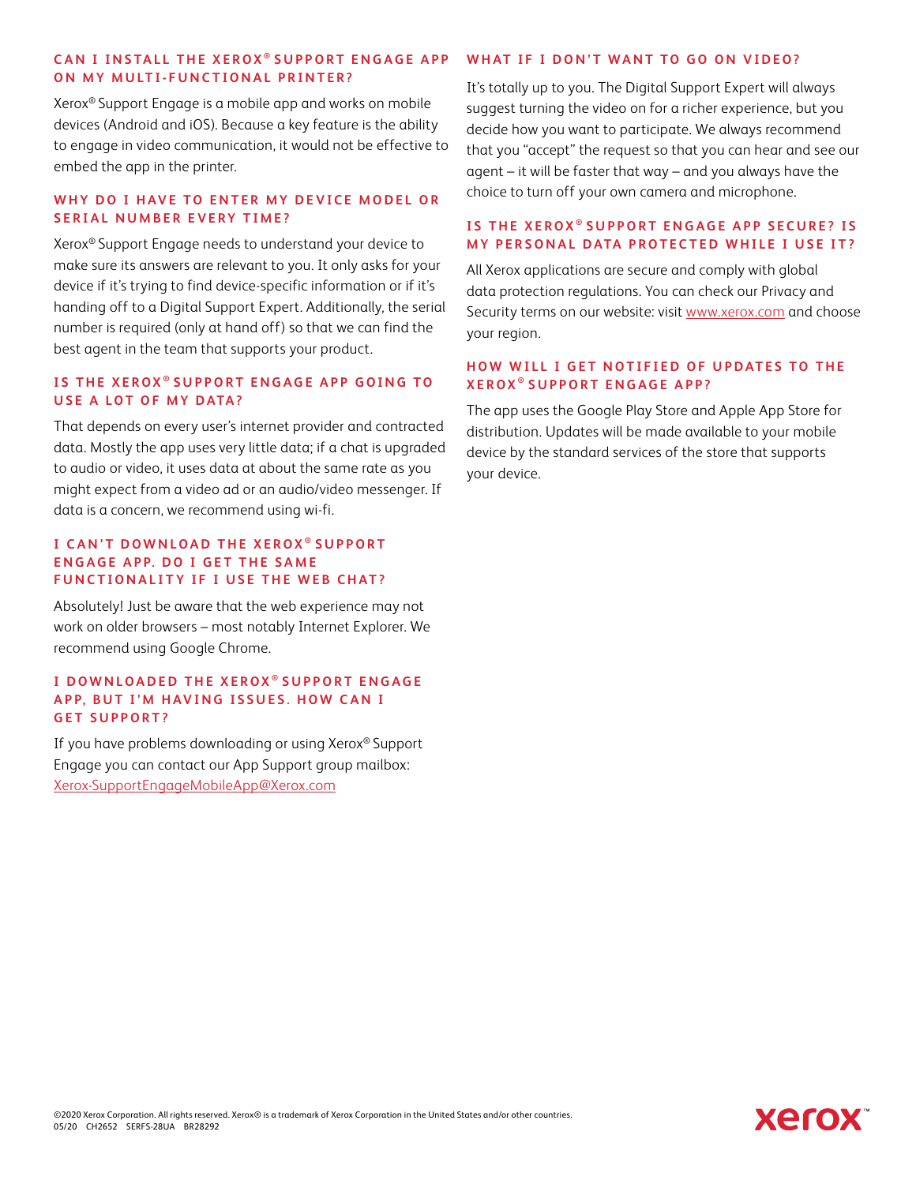### CAN I INSTALL THE XEROX® SUPPORT ENGAGE APP ON MY MULTI-FUNCTIONAL PRINTER?

Xerox® Support Engage is a mobile app and works on mobile devices (Android and iOS). Because a key feature is the ability to engage in video communication, it would not be effective to embed the app in the printer.

### WHY DO I HAVE TO ENTER MY DEVICE MODEL OR SERIAL NUMBER EVERY TIME?

Xerox® Support Engage needs to understand your device to make sure its answers are relevant to you. It only asks for your device if it's trying to find device-specific information or if it's handing off to a Digital Support Expert. Additionally, the serial number is required (only at hand off) so that we can find the best agent in the team that supports your product.

### IS THE XEROX® SUPPORT ENGAGE APP GOING TO USE A LOT OF MY DATA?

That depends on every user's internet provider and contracted data. Mostly the app uses very little data; if a chat is upgraded to audio or video, it uses data at about the same rate as you might expect from a video ad or an audio/video messenger. If data is a concern, we recommend using wi-fi.

### I CAN'T DOWNLOAD THE XEROX® SUPPORT ENGAGE APP. DO I GET THE SAME FUNCTIONALITY IF I USE THE WEB CHAT?

Absolutely! Just be aware that the web experience may not work on older browsers – most notably Internet Explorer. We recommend using Google Chrome.

### I DOWNLOADED THE XEROX® SUPPORT ENGAGE APP, BUT I'M HAVING ISSUES. HOW CAN I GET SUPPORT?

If you have problems downloading or using Xerox® Support Engage you can contact our App Support group mailbox: Xerox-SupportEngageMobileApp@Xerox.com

### WHAT IF I DON'T WANT TO GO ON VIDEO?

It's totally up to you. The Digital Support Expert will always suggest turning the video on for a richer experience, but you decide how you want to participate. We always recommend that you "accept" the request so that you can hear and see our agent – it will be faster that way – and you always have the choice to turn off your own camera and microphone.

### IS THE XEROX® SUPPORT ENGAGE APP SECURE? IS MY PERSONAL DATA PROTECTED WHILE I USE IT?

All Xerox applications are secure and comply with global data protection regulations. You can check our Privacy and Security terms on our website: visit www.xerox.com and choose your region.

### HOW WILL I GET NOTIFIED OF UPDATES TO THE XEROX® SUPPORT ENGAGE APP?

The app uses the Google Play Store and Apple App Store for distribution. Updates will be made available to your mobile device by the standard services of the store that supports your device.

©2020 Xerox Corporation. All rights reserved. Xerox® is a trademark of Xerox Corporation in the United States and/or other countries.
05/20 CH2652 SERFS-28UA BR28292

xerox™